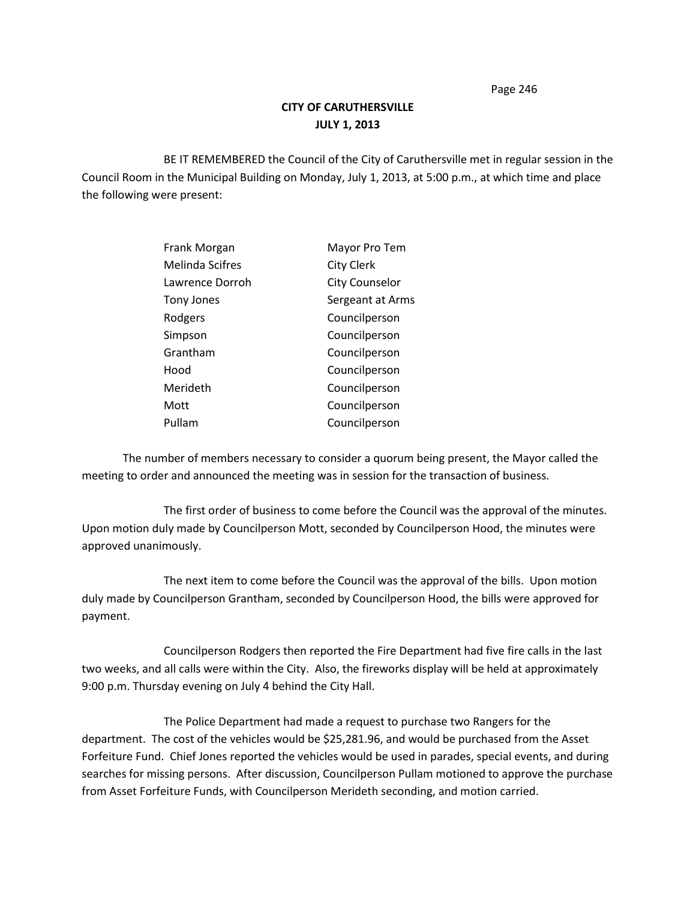# CITY OF CARUTHERSVILLE
## JULY 1, 2013

BE IT REMEMBERED the Council of the City of Caruthersville met in regular session in the Council Room in the Municipal Building on Monday, July 1, 2013, at 5:00 p.m., at which time and place the following were present:

| | |
|---|---|
| Frank Morgan | Mayor Pro Tem |
| Melinda Scifres | City Clerk |
| Lawrence Dorroh | City Counselor |
| Tony Jones | Sergeant at Arms |
| Rodgers | Councilperson |
| Simpson | Councilperson |
| Grantham | Councilperson |
| Hood | Councilperson |
| Merideth | Councilperson |
| Mott | Councilperson |
| Pullam | Councilperson |

The number of members necessary to consider a quorum being present, the Mayor called the meeting to order and announced the meeting was in session for the transaction of business.

The first order of business to come before the Council was the approval of the minutes. Upon motion duly made by Councilperson Mott, seconded by Councilperson Hood, the minutes were approved unanimously.

The next item to come before the Council was the approval of the bills. Upon motion duly made by Councilperson Grantham, seconded by Councilperson Hood, the bills were approved for payment.

Councilperson Rodgers then reported the Fire Department had five fire calls in the last two weeks, and all calls were within the City. Also, the fireworks display will be held at approximately 9:00 p.m. Thursday evening on July 4 behind the City Hall.

The Police Department had made a request to purchase two Rangers for the department. The cost of the vehicles would be $25,281.96, and would be purchased from the Asset Forfeiture Fund. Chief Jones reported the vehicles would be used in parades, special events, and during searches for missing persons. After discussion, Councilperson Pullam motioned to approve the purchase from Asset Forfeiture Funds, with Councilperson Merideth seconding, and motion carried.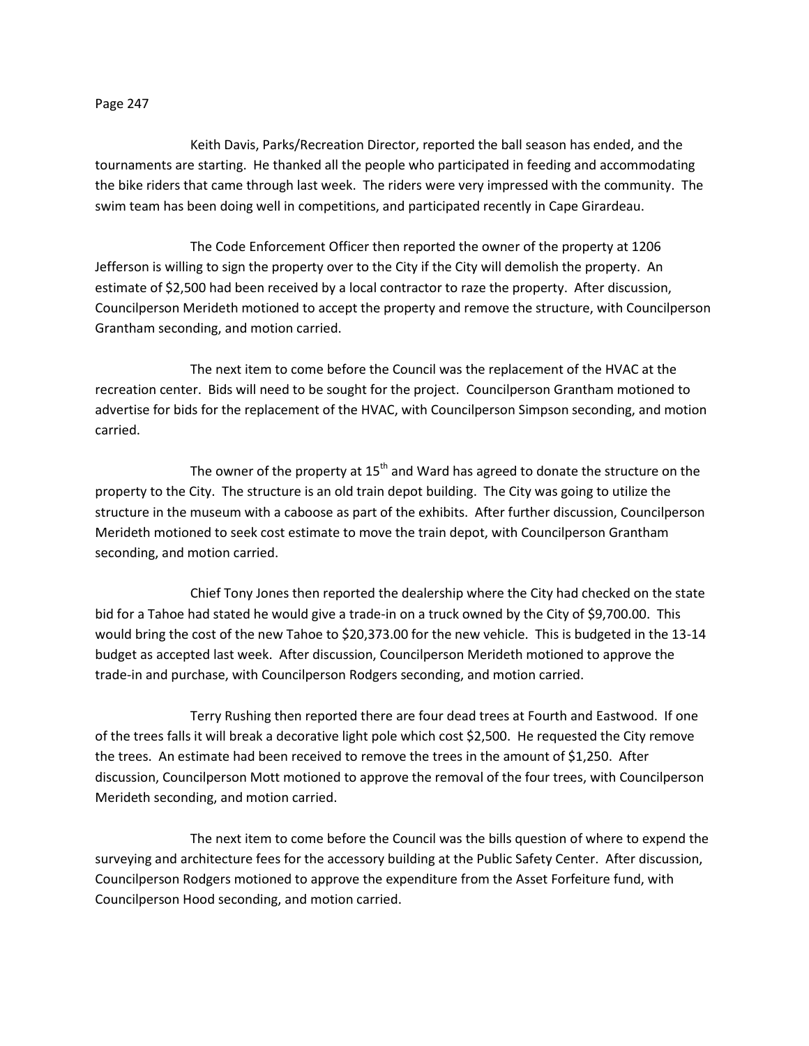Keith Davis, Parks/Recreation Director, reported the ball season has ended, and the tournaments are starting. He thanked all the people who participated in feeding and accommodating the bike riders that came through last week. The riders were very impressed with the community. The swim team has been doing well in competitions, and participated recently in Cape Girardeau.

The Code Enforcement Officer then reported the owner of the property at 1206 Jefferson is willing to sign the property over to the City if the City will demolish the property. An estimate of $2,500 had been received by a local contractor to raze the property. After discussion, Councilperson Merideth motioned to accept the property and remove the structure, with Councilperson Grantham seconding, and motion carried.

The next item to come before the Council was the replacement of the HVAC at the recreation center. Bids will need to be sought for the project. Councilperson Grantham motioned to advertise for bids for the replacement of the HVAC, with Councilperson Simpson seconding, and motion carried.

The owner of the property at 15th and Ward has agreed to donate the structure on the property to the City. The structure is an old train depot building. The City was going to utilize the structure in the museum with a caboose as part of the exhibits. After further discussion, Councilperson Merideth motioned to seek cost estimate to move the train depot, with Councilperson Grantham seconding, and motion carried.

Chief Tony Jones then reported the dealership where the City had checked on the state bid for a Tahoe had stated he would give a trade-in on a truck owned by the City of $9,700.00. This would bring the cost of the new Tahoe to $20,373.00 for the new vehicle. This is budgeted in the 13-14 budget as accepted last week. After discussion, Councilperson Merideth motioned to approve the trade-in and purchase, with Councilperson Rodgers seconding, and motion carried.

Terry Rushing then reported there are four dead trees at Fourth and Eastwood. If one of the trees falls it will break a decorative light pole which cost $2,500. He requested the City remove the trees. An estimate had been received to remove the trees in the amount of $1,250. After discussion, Councilperson Mott motioned to approve the removal of the four trees, with Councilperson Merideth seconding, and motion carried.

The next item to come before the Council was the bills question of where to expend the surveying and architecture fees for the accessory building at the Public Safety Center. After discussion, Councilperson Rodgers motioned to approve the expenditure from the Asset Forfeiture fund, with Councilperson Hood seconding, and motion carried.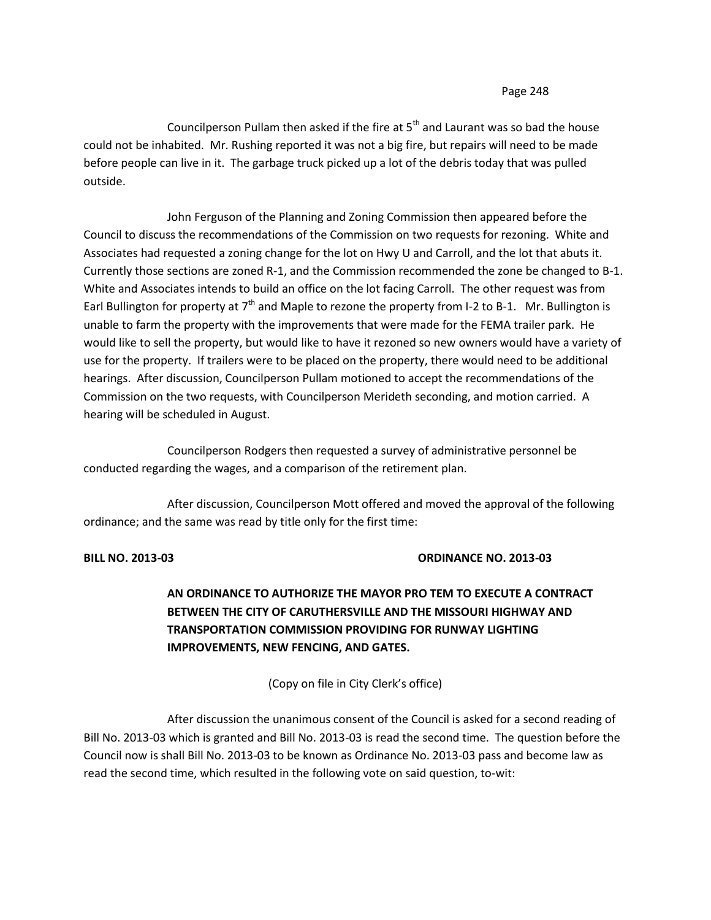Councilperson Pullam then asked if the fire at 5th and Laurant was so bad the house could not be inhabited. Mr. Rushing reported it was not a big fire, but repairs will need to be made before people can live in it. The garbage truck picked up a lot of the debris today that was pulled outside.

John Ferguson of the Planning and Zoning Commission then appeared before the Council to discuss the recommendations of the Commission on two requests for rezoning. White and Associates had requested a zoning change for the lot on Hwy U and Carroll, and the lot that abuts it. Currently those sections are zoned R-1, and the Commission recommended the zone be changed to B-1. White and Associates intends to build an office on the lot facing Carroll. The other request was from Earl Bullington for property at 7th and Maple to rezone the property from I-2 to B-1. Mr. Bullington is unable to farm the property with the improvements that were made for the FEMA trailer park. He would like to sell the property, but would like to have it rezoned so new owners would have a variety of use for the property. If trailers were to be placed on the property, there would need to be additional hearings. After discussion, Councilperson Pullam motioned to accept the recommendations of the Commission on the two requests, with Councilperson Merideth seconding, and motion carried. A hearing will be scheduled in August.

Councilperson Rodgers then requested a survey of administrative personnel be conducted regarding the wages, and a comparison of the retirement plan.

After discussion, Councilperson Mott offered and moved the approval of the following ordinance; and the same was read by title only for the first time:

**BILL NO. 2013-03** **ORDINANCE NO. 2013-03**

**AN ORDINANCE TO AUTHORIZE THE MAYOR PRO TEM TO EXECUTE A CONTRACT BETWEEN THE CITY OF CARUTHERSVILLE AND THE MISSOURI HIGHWAY AND TRANSPORTATION COMMISSION PROVIDING FOR RUNWAY LIGHTING IMPROVEMENTS, NEW FENCING, AND GATES.**

(Copy on file in City Clerk's office)

After discussion the unanimous consent of the Council is asked for a second reading of Bill No. 2013-03 which is granted and Bill No. 2013-03 is read the second time. The question before the Council now is shall Bill No. 2013-03 to be known as Ordinance No. 2013-03 pass and become law as read the second time, which resulted in the following vote on said question, to-wit: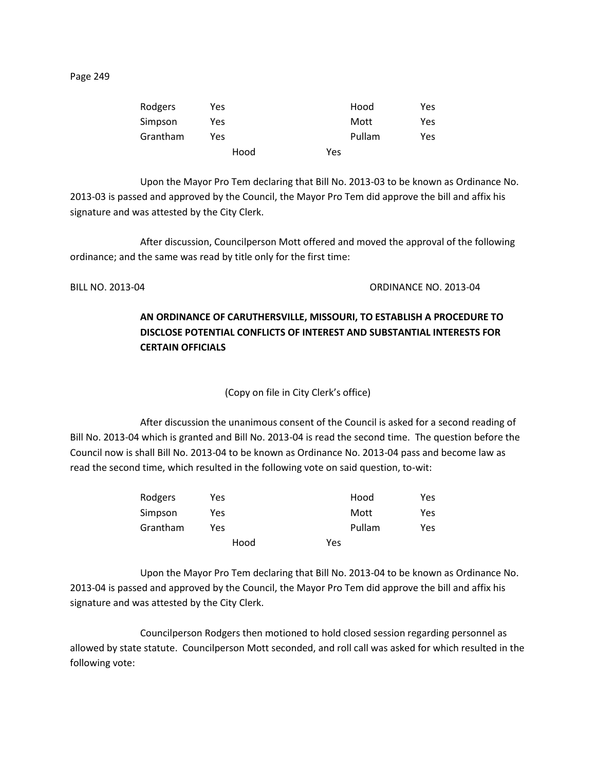| | | | |
|---|---|---|---|
| Rodgers | Yes | Hood | Yes |
| Simpson | Yes | Mott | Yes |
| Grantham | Yes | Pullam | Yes |
| | Hood | Yes | |

Upon the Mayor Pro Tem declaring that Bill No. 2013-03 to be known as Ordinance No. 2013-03 is passed and approved by the Council, the Mayor Pro Tem did approve the bill and affix his signature and was attested by the City Clerk.

After discussion, Councilperson Mott offered and moved the approval of the following ordinance; and the same was read by title only for the first time:

BILL NO. 2013-04 ORDINANCE NO. 2013-04

**AN ORDINANCE OF CARUTHERSVILLE, MISSOURI, TO ESTABLISH A PROCEDURE TO DISCLOSE POTENTIAL CONFLICTS OF INTEREST AND SUBSTANTIAL INTERESTS FOR CERTAIN OFFICIALS**

(Copy on file in City Clerk's office)

After discussion the unanimous consent of the Council is asked for a second reading of Bill No. 2013-04 which is granted and Bill No. 2013-04 is read the second time. The question before the Council now is shall Bill No. 2013-04 to be known as Ordinance No. 2013-04 pass and become law as read the second time, which resulted in the following vote on said question, to-wit:

| | | | |
|---|---|---|---|
| Rodgers | Yes | Hood | Yes |
| Simpson | Yes | Mott | Yes |
| Grantham | Yes | Pullam | Yes |
| | Hood | Yes | |

Upon the Mayor Pro Tem declaring that Bill No. 2013-04 to be known as Ordinance No. 2013-04 is passed and approved by the Council, the Mayor Pro Tem did approve the bill and affix his signature and was attested by the City Clerk.

Councilperson Rodgers then motioned to hold closed session regarding personnel as allowed by state statute. Councilperson Mott seconded, and roll call was asked for which resulted in the following vote: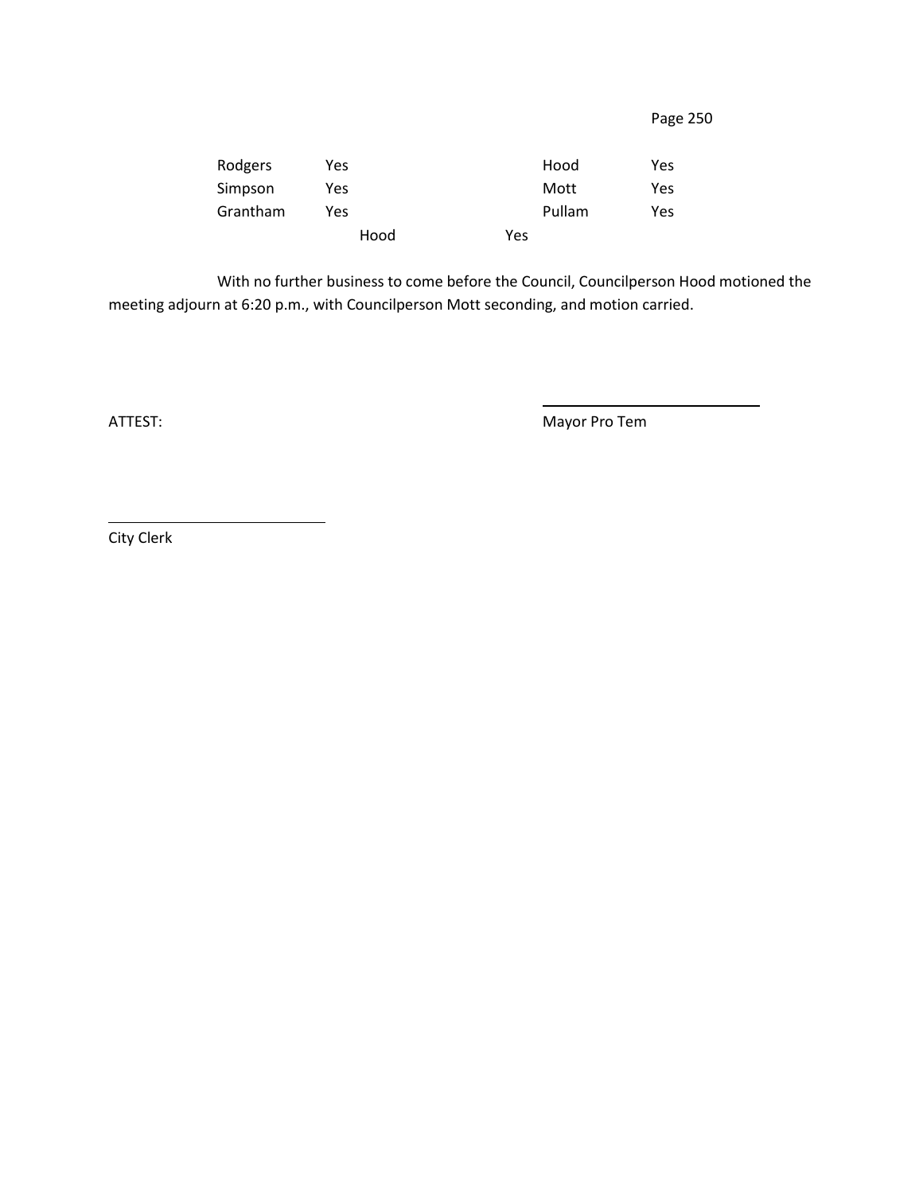| | | | |
|---|---|---|---|
| Rodgers | Yes | Hood | Yes |
| Simpson | Yes | Mott | Yes |
| Grantham | Yes | Pullam | Yes |
| | Hood | Yes | |

With no further business to come before the Council, Councilperson Hood motioned the meeting adjourn at 6:20 p.m., with Councilperson Mott seconding, and motion carried.

ATTEST:

\_\_\_\_\_\_\_\_\_\_\_\_\_\_\_\_\_\_\_\_\_\_\_\_\_\_\_\_

Mayor Pro Tem

\_\_\_\_\_\_\_\_\_\_\_\_\_\_\_\_\_\_\_\_\_\_\_\_\_\_\_\_

City Clerk